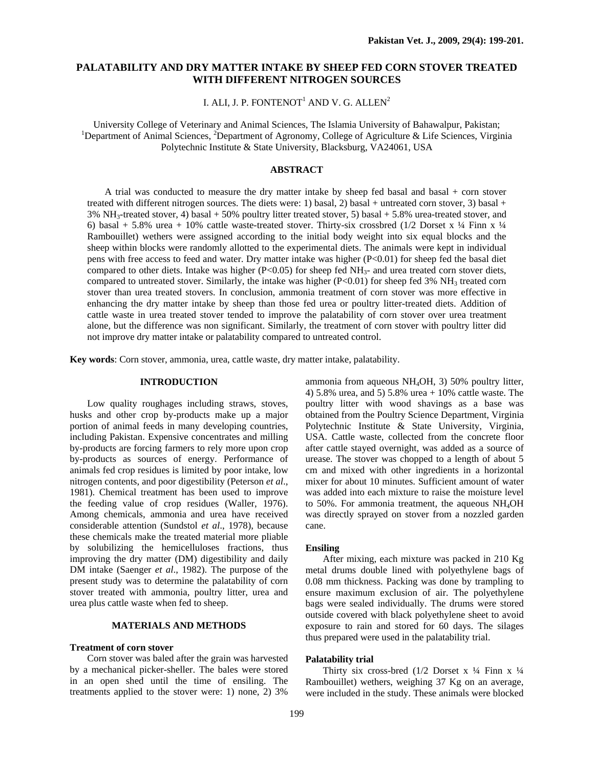# PALATABILITY AND DRY MATTER INTAKE BY SHEEP FED CORN STOVER TREATED WITH DIFFERENT NITROGEN SOURCES

I. ALI, J. P. FONTENOT[1] AND V. G. ALLEN[2]

University College of Veterinary and Animal Sciences, The Islamia University of Bahawalpur, Pakistan; [1]Department of Animal Sciences, [2]Department of Agronomy, College of Agriculture & Life Sciences, Virginia Polytechnic Institute & State University, Blacksburg, VA24061, USA

## ABSTRACT

A trial was conducted to measure the dry matter intake by sheep fed basal and basal + corn stover treated with different nitrogen sources. The diets were: 1) basal, 2) basal + untreated corn stover, 3) basal + 3% $NH_3$-treated stover, 4) basal + 50% poultry litter treated stover, 5) basal + 5.8% urea-treated stover, and 6) basal + 5.8% urea + 10% cattle waste-treated stover. Thirty-six crossbred (1/2 Dorset x ¼ Finn x ¼ Rambouillet) wethers were assigned according to the initial body weight into six equal blocks and the sheep within blocks were randomly allotted to the experimental diets. The animals were kept in individual pens with free access to feed and water. Dry matter intake was higher ($P<0.01$) for sheep fed the basal diet compared to other diets. Intake was higher ($P<0.05$) for sheep fed $NH_3$- and urea treated corn stover diets, compared to untreated stover. Similarly, the intake was higher ($P<0.01$) for sheep fed 3% $NH_3$ treated corn stover than urea treated stovers. In conclusion, ammonia treatment of corn stover was more effective in enhancing the dry matter intake by sheep than those fed urea or poultry litter-treated diets. Addition of cattle waste in urea treated stover tended to improve the palatability of corn stover over urea treatment alone, but the difference was non significant. Similarly, the treatment of corn stover with poultry litter did not improve dry matter intake or palatability compared to untreated control.

**Key words**: Corn stover, ammonia, urea, cattle waste, dry matter intake, palatability.

## INTRODUCTION

Low quality roughages including straws, stoves, husks and other crop by-products make up a major portion of animal feeds in many developing countries, including Pakistan. Expensive concentrates and milling by-products are forcing farmers to rely more upon crop by-products as sources of energy. Performance of animals fed crop residues is limited by poor intake, low nitrogen contents, and poor digestibility (Peterson *et al*., 1981). Chemical treatment has been used to improve the feeding value of crop residues (Waller, 1976). Among chemicals, ammonia and urea have received considerable attention (Sundstol *et al*., 1978), because these chemicals make the treated material more pliable by solubilizing the hemicelluloses fractions, thus improving the dry matter (DM) digestibility and daily DM intake (Saenger *et al*., 1982). The purpose of the present study was to determine the palatability of corn stover treated with ammonia, poultry litter, urea and urea plus cattle waste when fed to sheep.

## MATERIALS AND METHODS

### Treatment of corn stover

Corn stover was baled after the grain was harvested by a mechanical picker-sheller. The bales were stored in an open shed until the time of ensiling. The treatments applied to the stover were: 1) none, 2) 3% ammonia from aqueous $NH_4OH$, 3) 50% poultry litter, 4) 5.8% urea, and 5) 5.8% urea + 10% cattle waste. The poultry litter with wood shavings as a base was obtained from the Poultry Science Department, Virginia Polytechnic Institute & State University, Virginia, USA. Cattle waste, collected from the concrete floor after cattle stayed overnight, was added as a source of urease. The stover was chopped to a length of about 5 cm and mixed with other ingredients in a horizontal mixer for about 10 minutes. Sufficient amount of water was added into each mixture to raise the moisture level to 50%. For ammonia treatment, the aqueous $NH_4OH$ was directly sprayed on stover from a nozzled garden cane.

### Ensiling

After mixing, each mixture was packed in 210 Kg metal drums double lined with polyethylene bags of 0.08 mm thickness. Packing was done by trampling to ensure maximum exclusion of air. The polyethylene bags were sealed individually. The drums were stored outside covered with black polyethylene sheet to avoid exposure to rain and stored for 60 days. The silages thus prepared were used in the palatability trial.

### Palatability trial

Thirty six cross-bred (1/2 Dorset x ¼ Finn x ¼ Rambouillet) wethers, weighing 37 Kg on an average, were included in the study. These animals were blocked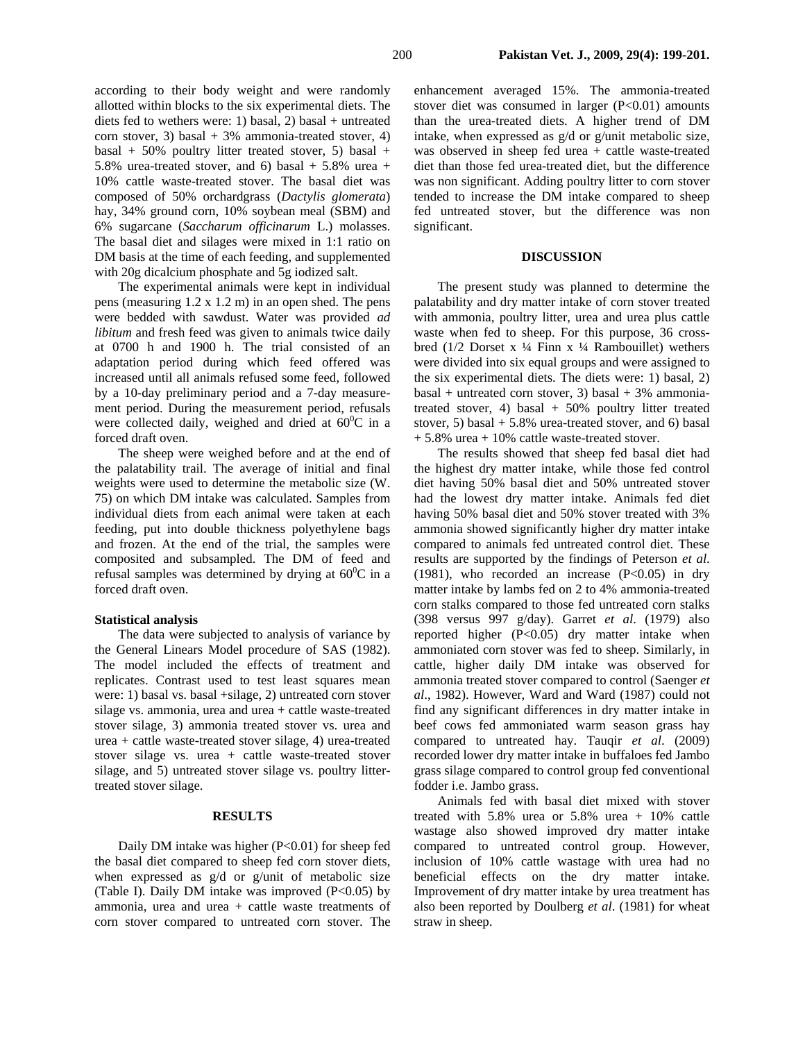according to their body weight and were randomly allotted within blocks to the six experimental diets. The diets fed to wethers were: 1) basal, 2) basal + untreated corn stover, 3) basal + 3% ammonia-treated stover, 4) basal + 50% poultry litter treated stover, 5) basal + 5.8% urea-treated stover, and 6) basal + 5.8% urea + 10% cattle waste-treated stover. The basal diet was composed of 50% orchardgrass (*Dactylis glomerata*) hay, 34% ground corn, 10% soybean meal (SBM) and 6% sugarcane (*Saccharum officinarum* L.) molasses. The basal diet and silages were mixed in 1:1 ratio on DM basis at the time of each feeding, and supplemented with 20g dicalcium phosphate and 5g iodized salt.

The experimental animals were kept in individual pens (measuring 1.2 x 1.2 m) in an open shed. The pens were bedded with sawdust. Water was provided *ad libitum* and fresh feed was given to animals twice daily at 0700 h and 1900 h. The trial consisted of an adaptation period during which feed offered was increased until all animals refused some feed, followed by a 10-day preliminary period and a 7-day measurement period. During the measurement period, refusals were collected daily, weighed and dried at $60^0$C in a forced draft oven.

The sheep were weighed before and at the end of the palatability trail. The average of initial and final weights were used to determine the metabolic size (W. 75) on which DM intake was calculated. Samples from individual diets from each animal were taken at each feeding, put into double thickness polyethylene bags and frozen. At the end of the trial, the samples were composited and subsampled. The DM of feed and refusal samples was determined by drying at $60^0$C in a forced draft oven.

### Statistical analysis

The data were subjected to analysis of variance by the General Linears Model procedure of SAS (1982). The model included the effects of treatment and replicates. Contrast used to test least squares mean were: 1) basal vs. basal +silage, 2) untreated corn stover silage vs. ammonia, urea and urea + cattle waste-treated stover silage, 3) ammonia treated stover vs. urea and urea + cattle waste-treated stover silage, 4) urea-treated stover silage vs. urea + cattle waste-treated stover silage, and 5) untreated stover silage vs. poultry litter-treated stover silage.

## RESULTS

Daily DM intake was higher ($P<0.01$) for sheep fed the basal diet compared to sheep fed corn stover diets, when expressed as g/d or g/unit of metabolic size (Table I). Daily DM intake was improved ($P<0.05$) by ammonia, urea and urea + cattle waste treatments of corn stover compared to untreated corn stover. The enhancement averaged 15%. The ammonia-treated stover diet was consumed in larger ($P<0.01$) amounts than the urea-treated diets. A higher trend of DM intake, when expressed as g/d or g/unit metabolic size, was observed in sheep fed urea + cattle waste-treated diet than those fed urea-treated diet, but the difference was non significant. Adding poultry litter to corn stover tended to increase the DM intake compared to sheep fed untreated stover, but the difference was non significant.

## DISCUSSION

The present study was planned to determine the palatability and dry matter intake of corn stover treated with ammonia, poultry litter, urea and urea plus cattle waste when fed to sheep. For this purpose, 36 cross-bred (1/2 Dorset x ¼ Finn x ¼ Rambouillet) wethers were divided into six equal groups and were assigned to the six experimental diets. The diets were: 1) basal, 2) basal + untreated corn stover, 3) basal + 3% ammonia-treated stover, 4) basal + 50% poultry litter treated stover, 5) basal + 5.8% urea-treated stover, and 6) basal + 5.8% urea + 10% cattle waste-treated stover.

The results showed that sheep fed basal diet had the highest dry matter intake, while those fed control diet having 50% basal diet and 50% untreated stover had the lowest dry matter intake. Animals fed diet having 50% basal diet and 50% stover treated with 3% ammonia showed significantly higher dry matter intake compared to animals fed untreated control diet. These results are supported by the findings of Peterson *et al.* (1981), who recorded an increase ($P<0.05$) in dry matter intake by lambs fed on 2 to 4% ammonia-treated corn stalks compared to those fed untreated corn stalks (398 versus 997 g/day). Garret *et al*. (1979) also reported higher ($P<0.05$) dry matter intake when ammoniated corn stover was fed to sheep. Similarly, in cattle, higher daily DM intake was observed for ammonia treated stover compared to control (Saenger *et al*., 1982). However, Ward and Ward (1987) could not find any significant differences in dry matter intake in beef cows fed ammoniated warm season grass hay compared to untreated hay. Tauqir *et al*. (2009) recorded lower dry matter intake in buffaloes fed Jambo grass silage compared to control group fed conventional fodder i.e. Jambo grass.

Animals fed with basal diet mixed with stover treated with 5.8% urea or 5.8% urea + 10% cattle wastage also showed improved dry matter intake compared to untreated control group. However, inclusion of 10% cattle wastage with urea had no beneficial effects on the dry matter intake. Improvement of dry matter intake by urea treatment has also been reported by Doulberg *et al*. (1981) for wheat straw in sheep.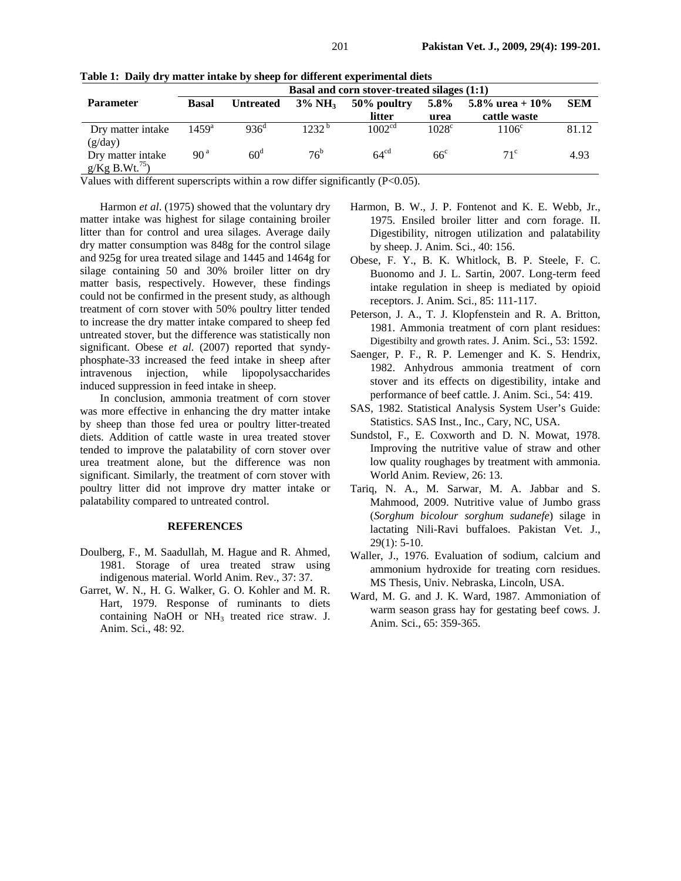**Table 1: Daily dry matter intake by sheep for different experimental diets**

| Parameter | Basal and corn stover-treated silages (1:1) | | | | | | |
|---|---|---|---|---|---|---|---|
| | Basal | Untreated | 3% $NH_3$ | 50% poultry litter | 5.8% urea | 5.8% urea + 10% cattle waste | SEM |
| Dry matter intake (g/day) | 1459[a] | 936[d] | 1232[b] | 1002[cd] | 1028[c] | 1106[c] | 81.12 |
| Dry matter intake g/Kg B.Wt.$^{.75}$) | 90[a] | 60[d] | 76[b] | 64[cd] | 66[c] | 71[c] | 4.93 |

Values with different superscripts within a row differ significantly (P<0.05).

Harmon *et al*. (1975) showed that the voluntary dry matter intake was highest for silage containing broiler litter than for control and urea silages. Average daily dry matter consumption was 848g for the control silage and 925g for urea treated silage and 1445 and 1464g for silage containing 50 and 30% broiler litter on dry matter basis, respectively. However, these findings could not be confirmed in the present study, as although treatment of corn stover with 50% poultry litter tended to increase the dry matter intake compared to sheep fed untreated stover, but the difference was statistically non significant. Obese *et al.* (2007) reported that syndy-phosphate-33 increased the feed intake in sheep after intravenous injection, while lipopolysaccharides induced suppression in feed intake in sheep.

In conclusion, ammonia treatment of corn stover was more effective in enhancing the dry matter intake by sheep than those fed urea or poultry litter-treated diets. Addition of cattle waste in urea treated stover tended to improve the palatability of corn stover over urea treatment alone, but the difference was non significant. Similarly, the treatment of corn stover with poultry litter did not improve dry matter intake or palatability compared to untreated control.

## REFERENCES

Doulberg, F., M. Saadullah, M. Hague and R. Ahmed, 1981. Storage of urea treated straw using indigenous material. World Anim. Rev., 37: 37.

Garret, W. N., H. G. Walker, G. O. Kohler and M. R. Hart, 1979. Response of ruminants to diets containing NaOH or $NH_3$ treated rice straw. J. Anim. Sci., 48: 92.

Harmon, B. W., J. P. Fontenot and K. E. Webb, Jr., 1975. Ensiled broiler litter and corn forage. II. Digestibility, nitrogen utilization and palatability by sheep. J. Anim. Sci., 40: 156.

Obese, F. Y., B. K. Whitlock, B. P. Steele, F. C. Buonomo and J. L. Sartin, 2007. Long-term feed intake regulation in sheep is mediated by opioid receptors. J. Anim. Sci., 85: 111-117.

Peterson, J. A., T. J. Klopfenstein and R. A. Britton, 1981. Ammonia treatment of corn plant residues: Digestibilty and growth rates. J. Anim. Sci., 53: 1592.

Saenger, P. F., R. P. Lemenger and K. S. Hendrix, 1982. Anhydrous ammonia treatment of corn stover and its effects on digestibility, intake and performance of beef cattle. J. Anim. Sci., 54: 419.

SAS, 1982. Statistical Analysis System User's Guide: Statistics. SAS Inst., Inc., Cary, NC, USA.

Sundstol, F., E. Coxworth and D. N. Mowat, 1978. Improving the nutritive value of straw and other low quality roughages by treatment with ammonia. World Anim. Review, 26: 13.

Tariq, N. A., M. Sarwar, M. A. Jabbar and S. Mahmood, 2009. Nutritive value of Jumbo grass (*Sorghum bicolour sorghum sudanefe*) silage in lactating Nili-Ravi buffaloes. Pakistan Vet. J., 29(1): 5-10.

Waller, J., 1976. Evaluation of sodium, calcium and ammonium hydroxide for treating corn residues. MS Thesis, Univ. Nebraska, Lincoln, USA.

Ward, M. G. and J. K. Ward, 1987. Ammoniation of warm season grass hay for gestating beef cows. J. Anim. Sci., 65: 359-365.